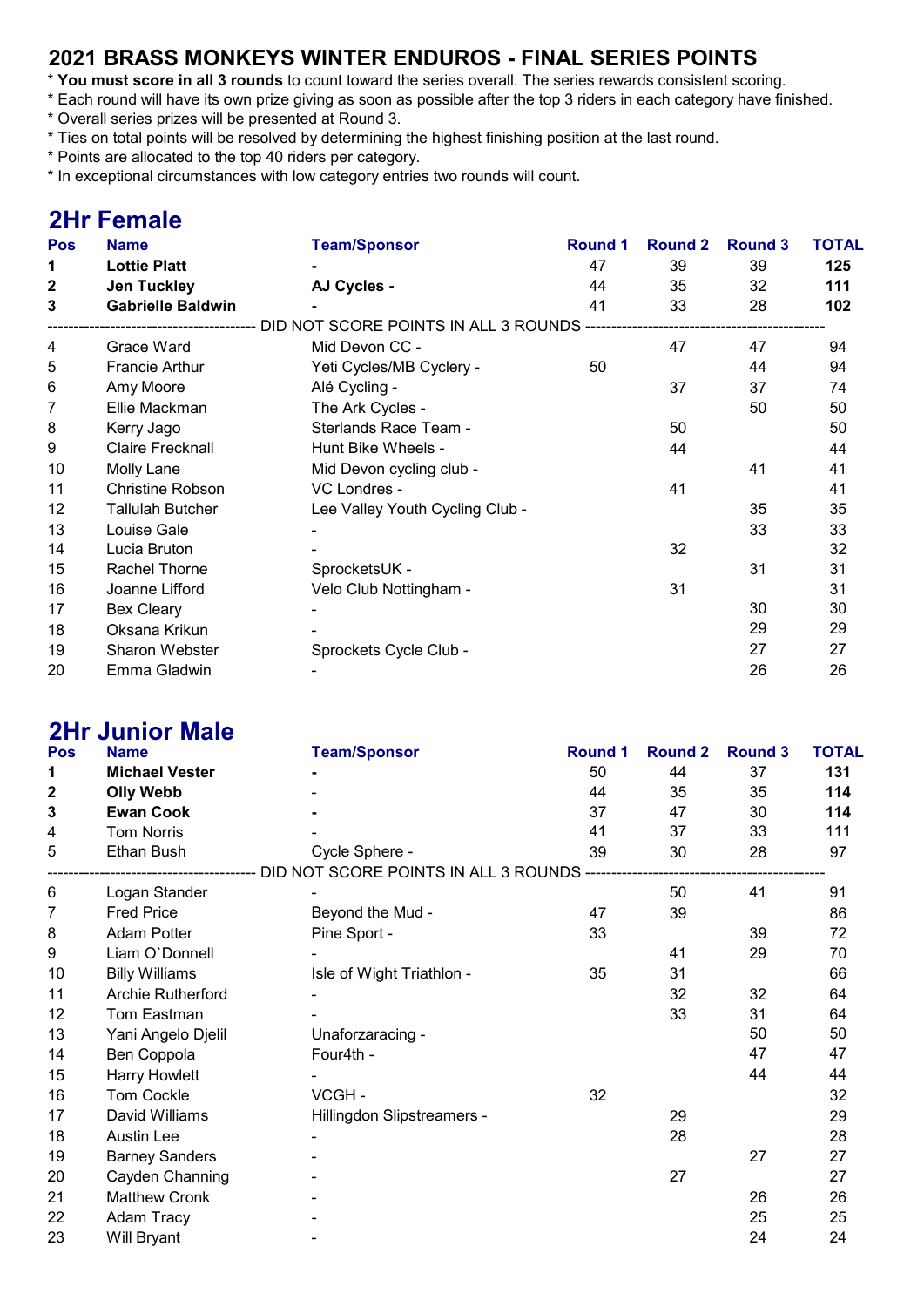## 2021 BRASS MONKEYS WINTER ENDUROS - FINAL SERIES POINTS

* **You must score in all 3 rounds** to count toward the series overall. The series rewards consistent scoring.
* Each round will have its own prize giving as soon as possible after the top 3 riders in each category have finished.
* Overall series prizes will be presented at Round 3.
* Ties on total points will be resolved by determining the highest finishing position at the last round.
* Points are allocated to the top 40 riders per category.
* In exceptional circumstances with low category entries two rounds will count.

## 2Hr Female

| Pos | Name | Team/Sponsor | Round 1 | Round 2 | Round 3 | TOTAL |
|---|---|---|---|---|---|---|
| **1** | **Lottie Platt** | **-** | 47 | 39 | 39 | **125** |
| **2** | **Jen Tuckley** | **AJ Cycles -** | 44 | 35 | 32 | **111** |
| **3** | **Gabrielle Baldwin** | **-** | 41 | 33 | 28 | **102** |
| | | DID NOT SCORE POINTS IN ALL 3 ROUNDS | | | | |
| 4 | Grace Ward | Mid Devon CC - | | 47 | 47 | 94 |
| 5 | Francie Arthur | Yeti Cycles/MB Cyclery - | 50 | | 44 | 94 |
| 6 | Amy Moore | Alé Cycling - | | 37 | 37 | 74 |
| 7 | Ellie Mackman | The Ark Cycles - | | | 50 | 50 |
| 8 | Kerry Jago | Sterlands Race Team - | | 50 | | 50 |
| 9 | Claire Frecknall | Hunt Bike Wheels - | | 44 | | 44 |
| 10 | Molly Lane | Mid Devon cycling club - | | | 41 | 41 |
| 11 | Christine Robson | VC Londres - | | 41 | | 41 |
| 12 | Tallulah Butcher | Lee Valley Youth Cycling Club - | | | 35 | 35 |
| 13 | Louise Gale | - | | | 33 | 33 |
| 14 | Lucia Bruton | - | | 32 | | 32 |
| 15 | Rachel Thorne | SprocketsUK - | | | 31 | 31 |
| 16 | Joanne Lifford | Velo Club Nottingham - | | 31 | | 31 |
| 17 | Bex Cleary | - | | | 30 | 30 |
| 18 | Oksana Krikun | - | | | 29 | 29 |
| 19 | Sharon Webster | Sprockets Cycle Club - | | | 27 | 27 |
| 20 | Emma Gladwin | - | | | 26 | 26 |

## 2Hr Junior Male

| Pos | Name | Team/Sponsor | Round 1 | Round 2 | Round 3 | TOTAL |
|---|---|---|---|---|---|---|
| **1** | **Michael Vester** | **-** | 50 | 44 | 37 | **131** |
| **2** | **Olly Webb** | - | 44 | 35 | 35 | **114** |
| **3** | **Ewan Cook** | **-** | 37 | 47 | 30 | **114** |
| 4 | Tom Norris | - | 41 | 37 | 33 | 111 |
| 5 | Ethan Bush | Cycle Sphere - | 39 | 30 | 28 | 97 |
| | | DID NOT SCORE POINTS IN ALL 3 ROUNDS | | | | |
| 6 | Logan Stander | - | | 50 | 41 | 91 |
| 7 | Fred Price | Beyond the Mud - | 47 | 39 | | 86 |
| 8 | Adam Potter | Pine Sport - | 33 | | 39 | 72 |
| 9 | Liam O`Donnell | - | | 41 | 29 | 70 |
| 10 | Billy Williams | Isle of Wight Triathlon - | 35 | 31 | | 66 |
| 11 | Archie Rutherford | - | | 32 | 32 | 64 |
| 12 | Tom Eastman | - | | 33 | 31 | 64 |
| 13 | Yani Angelo Djelil | Unaforzaracing - | | | 50 | 50 |
| 14 | Ben Coppola | Four4th - | | | 47 | 47 |
| 15 | Harry Howlett | - | | | 44 | 44 |
| 16 | Tom Cockle | VCGH - | 32 | | | 32 |
| 17 | David Williams | Hillingdon Slipstreamers - | | 29 | | 29 |
| 18 | Austin Lee | - | | 28 | | 28 |
| 19 | Barney Sanders | - | | | 27 | 27 |
| 20 | Cayden Channing | - | | 27 | | 27 |
| 21 | Matthew Cronk | - | | | 26 | 26 |
| 22 | Adam Tracy | - | | | 25 | 25 |
| 23 | Will Bryant | - | | | 24 | 24 |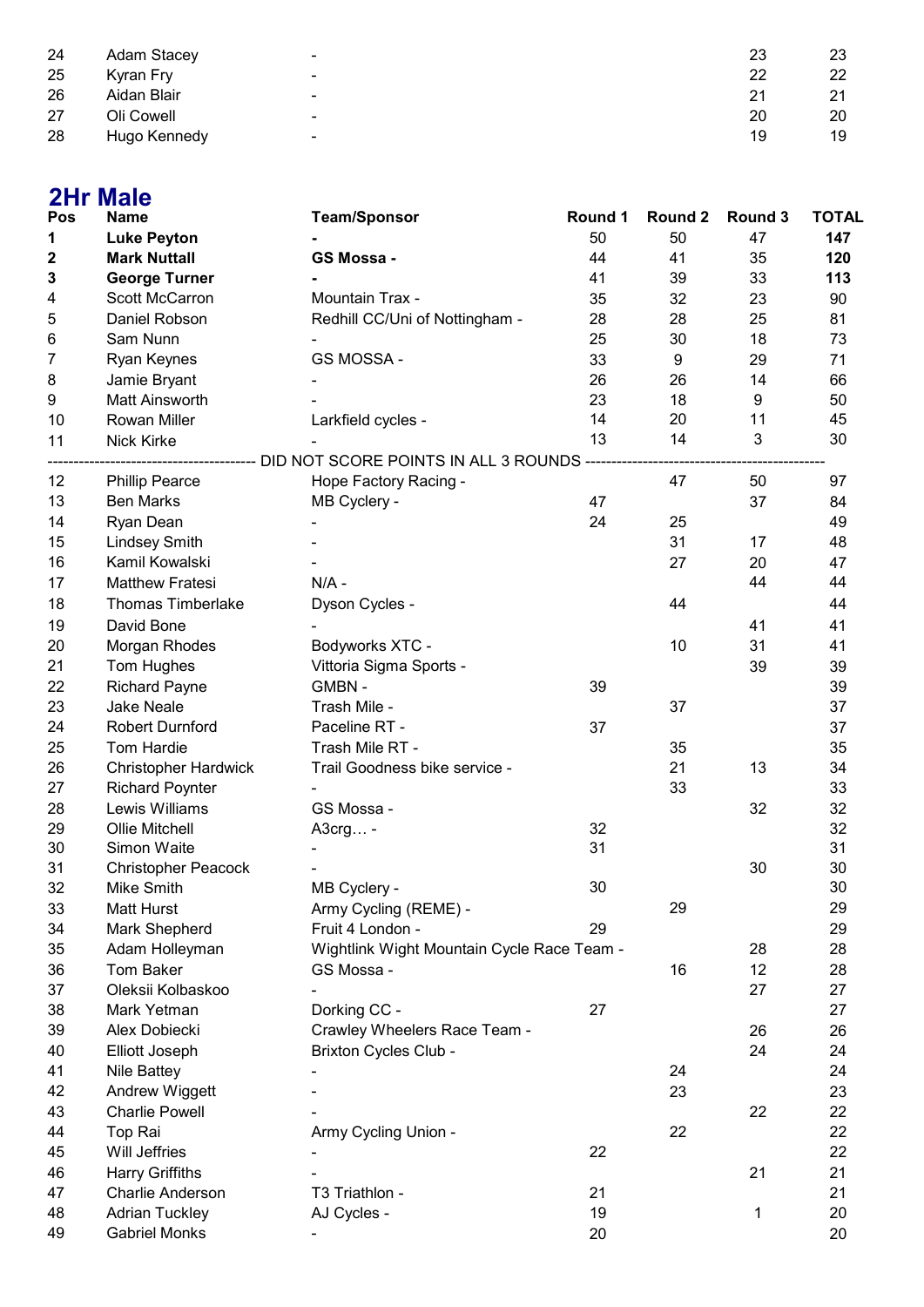| Pos | Name | Team/Sponsor | Round 1 | Round 2 | Round 3 | TOTAL |
|---|---|---|---|---|---|---|
| 24 | Adam Stacey | - | | | 23 | 23 |
| 25 | Kyran Fry | - | | | 22 | 22 |
| 26 | Aidan Blair | - | | | 21 | 21 |
| 27 | Oli Cowell | - | | | 20 | 20 |
| 28 | Hugo Kennedy | - | | | 19 | 19 |

## 2Hr Male

| Pos | Name | Team/Sponsor | Round 1 | Round 2 | Round 3 | TOTAL |
|---|---|---|---|---|---|---|
| **1** | **Luke Peyton** | **-** | 50 | 50 | 47 | **147** |
| **2** | **Mark Nuttall** | **GS Mossa -** | 44 | 41 | 35 | **120** |
| **3** | **George Turner** | **-** | 41 | 39 | 33 | **113** |
| 4 | Scott McCarron | Mountain Trax - | 35 | 32 | 23 | 90 |
| 5 | Daniel Robson | Redhill CC/Uni of Nottingham - | 28 | 28 | 25 | 81 |
| 6 | Sam Nunn | - | 25 | 30 | 18 | 73 |
| 7 | Ryan Keynes | GS MOSSA - | 33 | 9 | 29 | 71 |
| 8 | Jamie Bryant | - | 26 | 26 | 14 | 66 |
| 9 | Matt Ainsworth | - | 23 | 18 | 9 | 50 |
| 10 | Rowan Miller | Larkfield cycles - | 14 | 20 | 11 | 45 |
| 11 | Nick Kirke | - | 13 | 14 | 3 | 30 |
| | | DID NOT SCORE POINTS IN ALL 3 ROUNDS | | | | |
| 12 | Phillip Pearce | Hope Factory Racing - | | 47 | 50 | 97 |
| 13 | Ben Marks | MB Cyclery - | 47 | | 37 | 84 |
| 14 | Ryan Dean | - | 24 | 25 | | 49 |
| 15 | Lindsey Smith | - | | 31 | 17 | 48 |
| 16 | Kamil Kowalski | - | | 27 | 20 | 47 |
| 17 | Matthew Fratesi | N/A - | | | 44 | 44 |
| 18 | Thomas Timberlake | Dyson Cycles - | | 44 | | 44 |
| 19 | David Bone | - | | | 41 | 41 |
| 20 | Morgan Rhodes | Bodyworks XTC - | | 10 | 31 | 41 |
| 21 | Tom Hughes | Vittoria Sigma Sports - | | | 39 | 39 |
| 22 | Richard Payne | GMBN - | 39 | | | 39 |
| 23 | Jake Neale | Trash Mile - | | 37 | | 37 |
| 24 | Robert Durnford | Paceline RT - | 37 | | | 37 |
| 25 | Tom Hardie | Trash Mile RT - | | 35 | | 35 |
| 26 | Christopher Hardwick | Trail Goodness bike service - | | 21 | 13 | 34 |
| 27 | Richard Poynter | - | | 33 | | 33 |
| 28 | Lewis Williams | GS Mossa - | | | 32 | 32 |
| 29 | Ollie Mitchell | A3crg… - | 32 | | | 32 |
| 30 | Simon Waite | - | 31 | | | 31 |
| 31 | Christopher Peacock | - | | | 30 | 30 |
| 32 | Mike Smith | MB Cyclery - | 30 | | | 30 |
| 33 | Matt Hurst | Army Cycling (REME) - | | 29 | | 29 |
| 34 | Mark Shepherd | Fruit 4 London - | 29 | | | 29 |
| 35 | Adam Holleyman | Wightlink Wight Mountain Cycle Race Team - | | | 28 | 28 |
| 36 | Tom Baker | GS Mossa - | | 16 | 12 | 28 |
| 37 | Oleksii Kolbaskoo | - | | | 27 | 27 |
| 38 | Mark Yetman | Dorking CC - | 27 | | | 27 |
| 39 | Alex Dobiecki | Crawley Wheelers Race Team - | | | 26 | 26 |
| 40 | Elliott Joseph | Brixton Cycles Club - | | | 24 | 24 |
| 41 | Nile Battey | - | | 24 | | 24 |
| 42 | Andrew Wiggett | - | | 23 | | 23 |
| 43 | Charlie Powell | - | | | 22 | 22 |
| 44 | Top Rai | Army Cycling Union - | | 22 | | 22 |
| 45 | Will Jeffries | - | 22 | | | 22 |
| 46 | Harry Griffiths | - | | | 21 | 21 |
| 47 | Charlie Anderson | T3 Triathlon - | 21 | | | 21 |
| 48 | Adrian Tuckley | AJ Cycles - | 19 | | 1 | 20 |
| 49 | Gabriel Monks | - | 20 | | | 20 |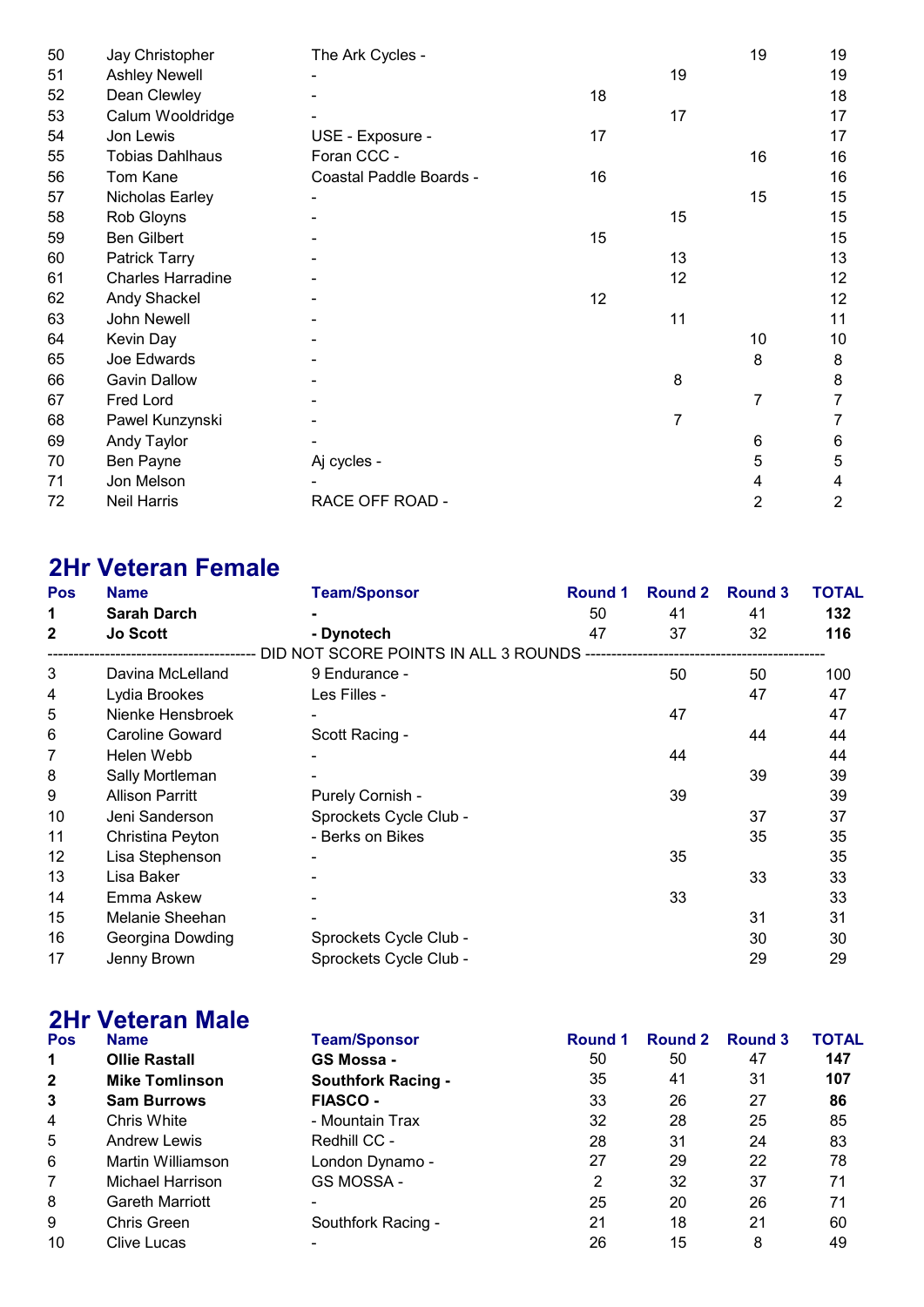| | | | | | | |
|---|---|---|---|---|---|---|
| 50 | Jay Christopher | The Ark Cycles - | | | 19 | 19 |
| 51 | Ashley Newell | - | | 19 | | 19 |
| 52 | Dean Clewley | - | 18 | | | 18 |
| 53 | Calum Wooldridge | - | | 17 | | 17 |
| 54 | Jon Lewis | USE - Exposure - | 17 | | | 17 |
| 55 | Tobias Dahlhaus | Foran CCC - | | | 16 | 16 |
| 56 | Tom Kane | Coastal Paddle Boards - | 16 | | | 16 |
| 57 | Nicholas Earley | - | | | 15 | 15 |
| 58 | Rob Gloyns | - | | 15 | | 15 |
| 59 | Ben Gilbert | - | 15 | | | 15 |
| 60 | Patrick Tarry | - | | 13 | | 13 |
| 61 | Charles Harradine | - | | 12 | | 12 |
| 62 | Andy Shackel | - | 12 | | | 12 |
| 63 | John Newell | - | | 11 | | 11 |
| 64 | Kevin Day | - | | | 10 | 10 |
| 65 | Joe Edwards | - | | | 8 | 8 |
| 66 | Gavin Dallow | - | | 8 | | 8 |
| 67 | Fred Lord | - | | | 7 | 7 |
| 68 | Pawel Kunzynski | - | | 7 | | 7 |
| 69 | Andy Taylor | - | | | 6 | 6 |
| 70 | Ben Payne | Aj cycles - | | | 5 | 5 |
| 71 | Jon Melson | - | | | 4 | 4 |
| 72 | Neil Harris | RACE OFF ROAD - | | | 2 | 2 |

## 2Hr Veteran Female

| Pos | Name | Team/Sponsor | Round 1 | Round 2 | Round 3 | TOTAL |
|---|---|---|---|---|---|---|
| **1** | **Sarah Darch** | **-** | 50 | 41 | 41 | **132** |
| **2** | **Jo Scott** | **- Dynotech** | 47 | 37 | 32 | **116** |
| | | DID NOT SCORE POINTS IN ALL 3 ROUNDS | | | | |
| 3 | Davina McLelland | 9 Endurance - | | 50 | 50 | 100 |
| 4 | Lydia Brookes | Les Filles - | | | 47 | 47 |
| 5 | Nienke Hensbroek | - | | 47 | | 47 |
| 6 | Caroline Goward | Scott Racing - | | | 44 | 44 |
| 7 | Helen Webb | - | | 44 | | 44 |
| 8 | Sally Mortleman | - | | | 39 | 39 |
| 9 | Allison Parritt | Purely Cornish - | | 39 | | 39 |
| 10 | Jeni Sanderson | Sprockets Cycle Club - | | | 37 | 37 |
| 11 | Christina Peyton | - Berks on Bikes | | | 35 | 35 |
| 12 | Lisa Stephenson | - | | 35 | | 35 |
| 13 | Lisa Baker | - | | | 33 | 33 |
| 14 | Emma Askew | - | | 33 | | 33 |
| 15 | Melanie Sheehan | - | | | 31 | 31 |
| 16 | Georgina Dowding | Sprockets Cycle Club - | | | 30 | 30 |
| 17 | Jenny Brown | Sprockets Cycle Club - | | | 29 | 29 |

## 2Hr Veteran Male

| Pos | Name | Team/Sponsor | Round 1 | Round 2 | Round 3 | TOTAL |
|---|---|---|---|---|---|---|
| **1** | **Ollie Rastall** | **GS Mossa -** | 50 | 50 | 47 | **147** |
| **2** | **Mike Tomlinson** | **Southfork Racing -** | 35 | 41 | 31 | **107** |
| **3** | **Sam Burrows** | **FIASCO -** | 33 | 26 | 27 | **86** |
| 4 | Chris White | - Mountain Trax | 32 | 28 | 25 | 85 |
| 5 | Andrew Lewis | Redhill CC - | 28 | 31 | 24 | 83 |
| 6 | Martin Williamson | London Dynamo - | 27 | 29 | 22 | 78 |
| 7 | Michael Harrison | GS MOSSA - | 2 | 32 | 37 | 71 |
| 8 | Gareth Marriott | - | 25 | 20 | 26 | 71 |
| 9 | Chris Green | Southfork Racing - | 21 | 18 | 21 | 60 |
| 10 | Clive Lucas | - | 26 | 15 | 8 | 49 |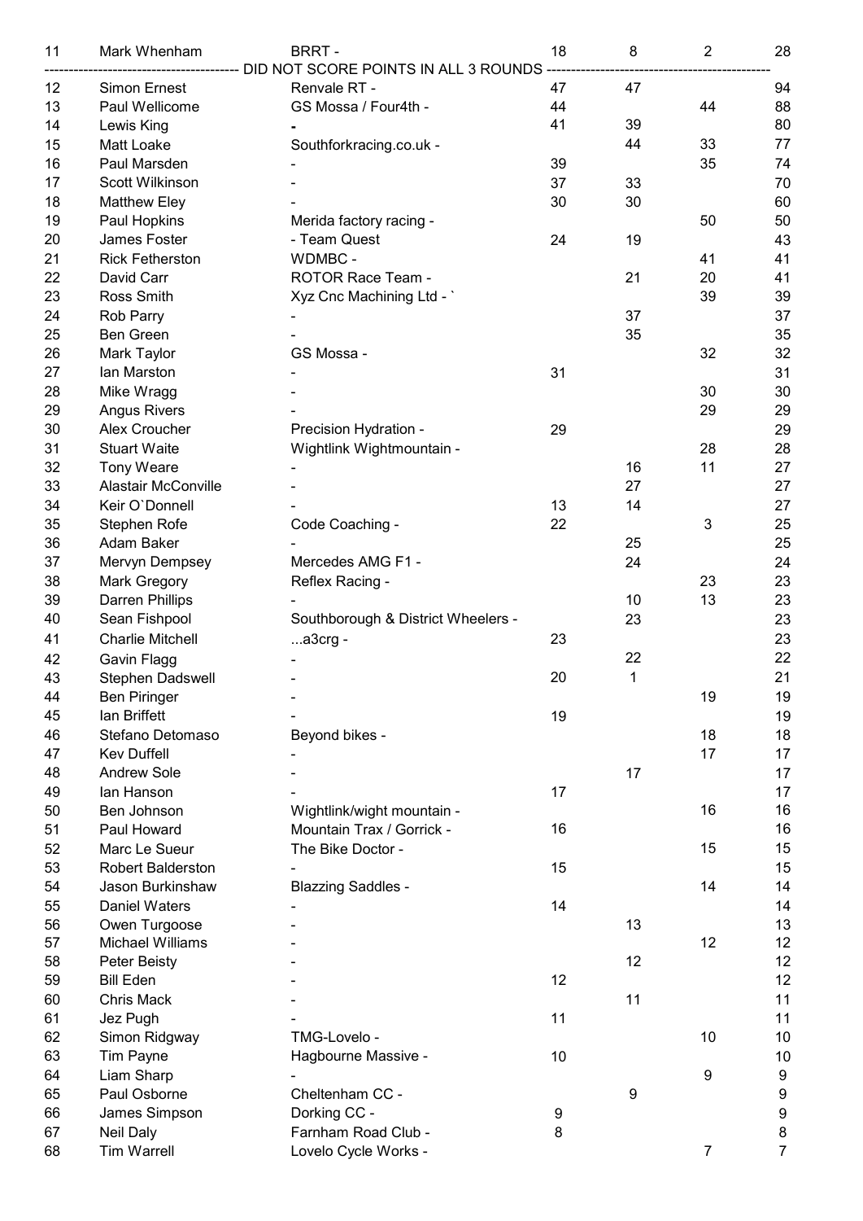| | | | | | | |
|---|---|---|---|---|---|---|
| 11 | Mark Whenham | BRRT - | 18 | 8 | 2 | 28 |
| | ------------------------------------- | DID NOT SCORE POINTS IN ALL 3 ROUNDS | ------------------------------------- | | | |
| 12 | Simon Ernest | Renvale RT - | 47 | 47 | | 94 |
| 13 | Paul Wellicome | GS Mossa / Four4th - | 44 | | 44 | 88 |
| 14 | Lewis King | - | 41 | 39 | | 80 |
| 15 | Matt Loake | Southforkracing.co.uk - | | 44 | 33 | 77 |
| 16 | Paul Marsden | - | 39 | | 35 | 74 |
| 17 | Scott Wilkinson | - | 37 | 33 | | 70 |
| 18 | Matthew Eley | - | 30 | 30 | | 60 |
| 19 | Paul Hopkins | Merida factory racing - | | | 50 | 50 |
| 20 | James Foster | - Team Quest | 24 | 19 | | 43 |
| 21 | Rick Fetherston | WDMBC - | | | 41 | 41 |
| 22 | David Carr | ROTOR Race Team - | | 21 | 20 | 41 |
| 23 | Ross Smith | Xyz Cnc Machining Ltd - ` | | | 39 | 39 |
| 24 | Rob Parry | - | | 37 | | 37 |
| 25 | Ben Green | - | | 35 | | 35 |
| 26 | Mark Taylor | GS Mossa - | | | 32 | 32 |
| 27 | Ian Marston | - | 31 | | | 31 |
| 28 | Mike Wragg | - | | | 30 | 30 |
| 29 | Angus Rivers | - | | | 29 | 29 |
| 30 | Alex Croucher | Precision Hydration - | 29 | | | 29 |
| 31 | Stuart Waite | Wightlink Wightmountain - | | | 28 | 28 |
| 32 | Tony Weare | - | | 16 | 11 | 27 |
| 33 | Alastair McConville | - | | 27 | | 27 |
| 34 | Keir O`Donnell | - | 13 | 14 | | 27 |
| 35 | Stephen Rofe | Code Coaching - | 22 | | 3 | 25 |
| 36 | Adam Baker | - | | 25 | | 25 |
| 37 | Mervyn Dempsey | Mercedes AMG F1 - | | 24 | | 24 |
| 38 | Mark Gregory | Reflex Racing - | | | 23 | 23 |
| 39 | Darren Phillips | - | | 10 | 13 | 23 |
| 40 | Sean Fishpool | Southborough & District Wheelers - | | 23 | | 23 |
| 41 | Charlie Mitchell | ...a3crg - | 23 | | | 23 |
| 42 | Gavin Flagg | - | | 22 | | 22 |
| 43 | Stephen Dadswell | - | 20 | 1 | | 21 |
| 44 | Ben Piringer | - | | | 19 | 19 |
| 45 | Ian Briffett | - | 19 | | | 19 |
| 46 | Stefano Detomaso | Beyond bikes - | | | 18 | 18 |
| 47 | Kev Duffell | - | | | 17 | 17 |
| 48 | Andrew Sole | - | | 17 | | 17 |
| 49 | Ian Hanson | - | 17 | | | 17 |
| 50 | Ben Johnson | Wightlink/wight mountain - | | | 16 | 16 |
| 51 | Paul Howard | Mountain Trax / Gorrick - | 16 | | | 16 |
| 52 | Marc Le Sueur | The Bike Doctor - | | | 15 | 15 |
| 53 | Robert Balderston | - | 15 | | | 15 |
| 54 | Jason Burkinshaw | Blazzing Saddles - | | | 14 | 14 |
| 55 | Daniel Waters | - | 14 | | | 14 |
| 56 | Owen Turgoose | - | | 13 | | 13 |
| 57 | Michael Williams | - | | | 12 | 12 |
| 58 | Peter Beisty | - | | 12 | | 12 |
| 59 | Bill Eden | - | 12 | | | 12 |
| 60 | Chris Mack | - | | 11 | | 11 |
| 61 | Jez Pugh | - | 11 | | | 11 |
| 62 | Simon Ridgway | TMG-Lovelo - | | | 10 | 10 |
| 63 | Tim Payne | Hagbourne Massive - | 10 | | | 10 |
| 64 | Liam Sharp | - | | | 9 | 9 |
| 65 | Paul Osborne | Cheltenham CC - | | 9 | | 9 |
| 66 | James Simpson | Dorking CC - | 9 | | | 9 |
| 67 | Neil Daly | Farnham Road Club - | 8 | | | 8 |
| 68 | Tim Warrell | Lovelo Cycle Works - | | | 7 | 7 |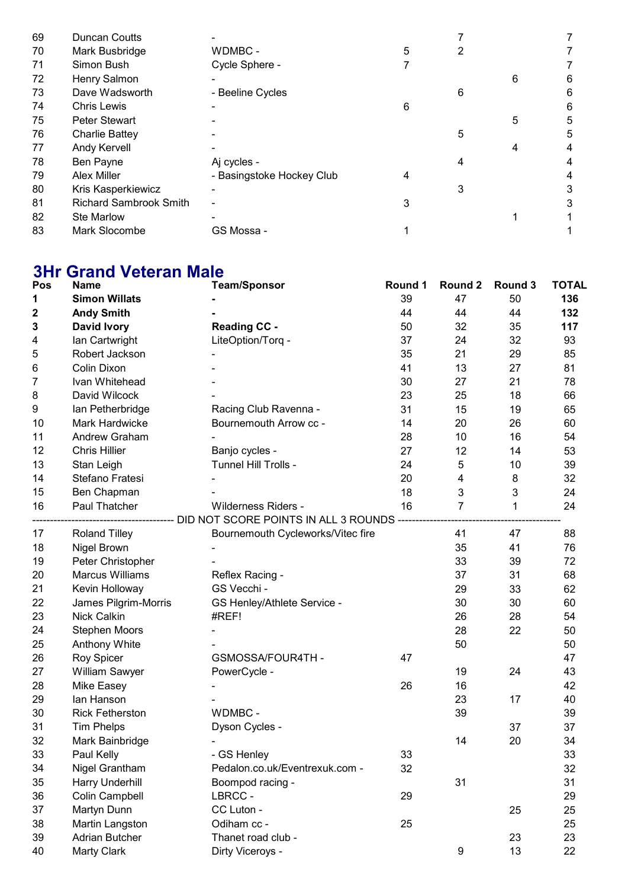| | | | | | | |
|---|---|---|---|---|---|---|
| 69 | Duncan Coutts | - | | 7 | | 7 |
| 70 | Mark Busbridge | WDMBC - | 5 | 2 | | 7 |
| 71 | Simon Bush | Cycle Sphere - | 7 | | | 7 |
| 72 | Henry Salmon | - | | | 6 | 6 |
| 73 | Dave Wadsworth | - Beeline Cycles | | 6 | | 6 |
| 74 | Chris Lewis | - | 6 | | | 6 |
| 75 | Peter Stewart | - | | | 5 | 5 |
| 76 | Charlie Battey | - | | 5 | | 5 |
| 77 | Andy Kervell | - | | | 4 | 4 |
| 78 | Ben Payne | Aj cycles - | | 4 | | 4 |
| 79 | Alex Miller | - Basingstoke Hockey Club | 4 | | | 4 |
| 80 | Kris Kasperkiewicz | - | | 3 | | 3 |
| 81 | Richard Sambrook Smith | - | 3 | | | 3 |
| 82 | Ste Marlow | - | | | 1 | 1 |
| 83 | Mark Slocombe | GS Mossa - | 1 | | | 1 |

## 3Hr Grand Veteran Male

| Pos | Name | Team/Sponsor | Round 1 | Round 2 | Round 3 | TOTAL |
|---|---|---|---|---|---|---|
| **1** | **Simon Willats** | **-** | 39 | 47 | 50 | **136** |
| **2** | **Andy Smith** | **-** | 44 | 44 | 44 | **132** |
| **3** | **David Ivory** | **Reading CC -** | 50 | 32 | 35 | **117** |
| 4 | Ian Cartwright | LiteOption/Torq - | 37 | 24 | 32 | 93 |
| 5 | Robert Jackson | - | 35 | 21 | 29 | 85 |
| 6 | Colin Dixon | - | 41 | 13 | 27 | 81 |
| 7 | Ivan Whitehead | - | 30 | 27 | 21 | 78 |
| 8 | David Wilcock | - | 23 | 25 | 18 | 66 |
| 9 | Ian Petherbridge | Racing Club Ravenna - | 31 | 15 | 19 | 65 |
| 10 | Mark Hardwicke | Bournemouth Arrow cc - | 14 | 20 | 26 | 60 |
| 11 | Andrew Graham | - | 28 | 10 | 16 | 54 |
| 12 | Chris Hillier | Banjo cycles - | 27 | 12 | 14 | 53 |
| 13 | Stan Leigh | Tunnel Hill Trolls - | 24 | 5 | 10 | 39 |
| 14 | Stefano Fratesi | - | 20 | 4 | 8 | 32 |
| 15 | Ben Chapman | - | 18 | 3 | 3 | 24 |
| 16 | Paul Thatcher | Wilderness Riders - | 16 | 7 | 1 | 24 |
| | | DID NOT SCORE POINTS IN ALL 3 ROUNDS | | | | |
| 17 | Roland Tilley | Bournemouth Cycleworks/Vitec fire | | 41 | 47 | 88 |
| 18 | Nigel Brown | - | | 35 | 41 | 76 |
| 19 | Peter Christopher | - | | 33 | 39 | 72 |
| 20 | Marcus Williams | Reflex Racing - | | 37 | 31 | 68 |
| 21 | Kevin Holloway | GS Vecchi - | | 29 | 33 | 62 |
| 22 | James Pilgrim-Morris | GS Henley/Athlete Service - | | 30 | 30 | 60 |
| 23 | Nick Calkin | #REF! | | 26 | 28 | 54 |
| 24 | Stephen Moors | - | | 28 | 22 | 50 |
| 25 | Anthony White | - | | 50 | | 50 |
| 26 | Roy Spicer | GSMOSSA/FOUR4TH - | 47 | | | 47 |
| 27 | William Sawyer | PowerCycle - | | 19 | 24 | 43 |
| 28 | Mike Easey | - | 26 | 16 | | 42 |
| 29 | Ian Hanson | - | | 23 | 17 | 40 |
| 30 | Rick Fetherston | WDMBC - | | 39 | | 39 |
| 31 | Tim Phelps | Dyson Cycles - | | | 37 | 37 |
| 32 | Mark Bainbridge | - | | 14 | 20 | 34 |
| 33 | Paul Kelly | - GS Henley | 33 | | | 33 |
| 34 | Nigel Grantham | Pedalon.co.uk/Eventrexuk.com - | 32 | | | 32 |
| 35 | Harry Underhill | Boompod racing - | | 31 | | 31 |
| 36 | Colin Campbell | LBRCC - | 29 | | | 29 |
| 37 | Martyn Dunn | CC Luton - | | | 25 | 25 |
| 38 | Martin Langston | Odiham cc - | 25 | | | 25 |
| 39 | Adrian Butcher | Thanet road club - | | | 23 | 23 |
| 40 | Marty Clark | Dirty Viceroys - | | 9 | 13 | 22 |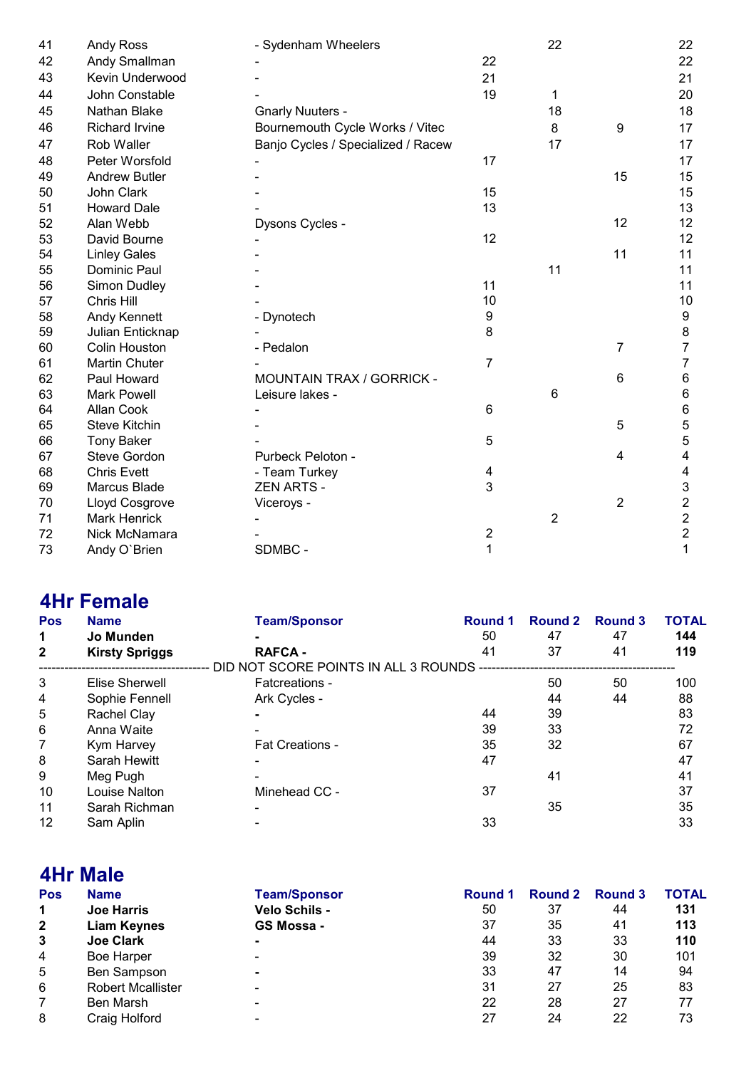| | | | | | | |
|---|---|---|---|---|---|---|
| 41 | Andy Ross | - Sydenham Wheelers | | 22 | | 22 |
| 42 | Andy Smallman | - | 22 | | | 22 |
| 43 | Kevin Underwood | - | 21 | | | 21 |
| 44 | John Constable | - | 19 | 1 | | 20 |
| 45 | Nathan Blake | Gnarly Nuuters - | | 18 | | 18 |
| 46 | Richard Irvine | Bournemouth Cycle Works / Vitec | | 8 | 9 | 17 |
| 47 | Rob Waller | Banjo Cycles / Specialized / Racew | | 17 | | 17 |
| 48 | Peter Worsfold | - | 17 | | | 17 |
| 49 | Andrew Butler | - | | | 15 | 15 |
| 50 | John Clark | - | 15 | | | 15 |
| 51 | Howard Dale | - | 13 | | | 13 |
| 52 | Alan Webb | Dysons Cycles - | | | 12 | 12 |
| 53 | David Bourne | - | 12 | | | 12 |
| 54 | Linley Gales | - | | | 11 | 11 |
| 55 | Dominic Paul | - | | 11 | | 11 |
| 56 | Simon Dudley | - | 11 | | | 11 |
| 57 | Chris Hill | - | 10 | | | 10 |
| 58 | Andy Kennett | - Dynotech | 9 | | | 9 |
| 59 | Julian Enticknap | - | 8 | | | 8 |
| 60 | Colin Houston | - Pedalon | | | 7 | 7 |
| 61 | Martin Chuter | - | 7 | | | 7 |
| 62 | Paul Howard | MOUNTAIN TRAX / GORRICK - | | | 6 | 6 |
| 63 | Mark Powell | Leisure lakes - | | 6 | | 6 |
| 64 | Allan Cook | - | 6 | | | 6 |
| 65 | Steve Kitchin | - | | | 5 | 5 |
| 66 | Tony Baker | - | 5 | | | 5 |
| 67 | Steve Gordon | Purbeck Peloton - | | | 4 | 4 |
| 68 | Chris Evett | - Team Turkey | 4 | | | 4 |
| 69 | Marcus Blade | ZEN ARTS - | 3 | | | 3 |
| 70 | Lloyd Cosgrove | Viceroys - | | | 2 | 2 |
| 71 | Mark Henrick | - | | 2 | | 2 |
| 72 | Nick McNamara | - | 2 | | | 2 |
| 73 | Andy O`Brien | SDMBC - | 1 | | | 1 |

## 4Hr Female

| Pos | Name | Team/Sponsor | Round 1 | Round 2 | Round 3 | TOTAL |
|---|---|---|---|---|---|---|
| **1** | **Jo Munden** | **-** | 50 | 47 | 47 | **144** |
| **2** | **Kirsty Spriggs** | **RAFCA -** | 41 | 37 | 41 | **119** |
| | | DID NOT SCORE POINTS IN ALL 3 ROUNDS | | | | |
| 3 | Elise Sherwell | Fatcreations - | | 50 | 50 | 100 |
| 4 | Sophie Fennell | Ark Cycles - | | 44 | 44 | 88 |
| 5 | Rachel Clay | **-** | 44 | 39 | | 83 |
| 6 | Anna Waite | - | 39 | 33 | | 72 |
| 7 | Kym Harvey | Fat Creations - | 35 | 32 | | 67 |
| 8 | Sarah Hewitt | - | 47 | | | 47 |
| 9 | Meg Pugh | - | | 41 | | 41 |
| 10 | Louise Nalton | Minehead CC - | 37 | | | 37 |
| 11 | Sarah Richman | - | | 35 | | 35 |
| 12 | Sam Aplin | - | 33 | | | 33 |

## 4Hr Male

| Pos | Name | Team/Sponsor | Round 1 | Round 2 | Round 3 | TOTAL |
|---|---|---|---|---|---|---|
| **1** | **Joe Harris** | **Velo Schils -** | 50 | 37 | 44 | **131** |
| **2** | **Liam Keynes** | **GS Mossa -** | 37 | 35 | 41 | **113** |
| **3** | **Joe Clark** | **-** | 44 | 33 | 33 | **110** |
| 4 | Boe Harper | - | 39 | 32 | 30 | 101 |
| 5 | Ben Sampson | **-** | 33 | 47 | 14 | 94 |
| 6 | Robert Mcallister | - | 31 | 27 | 25 | 83 |
| 7 | Ben Marsh | - | 22 | 28 | 27 | 77 |
| 8 | Craig Holford | - | 27 | 24 | 22 | 73 |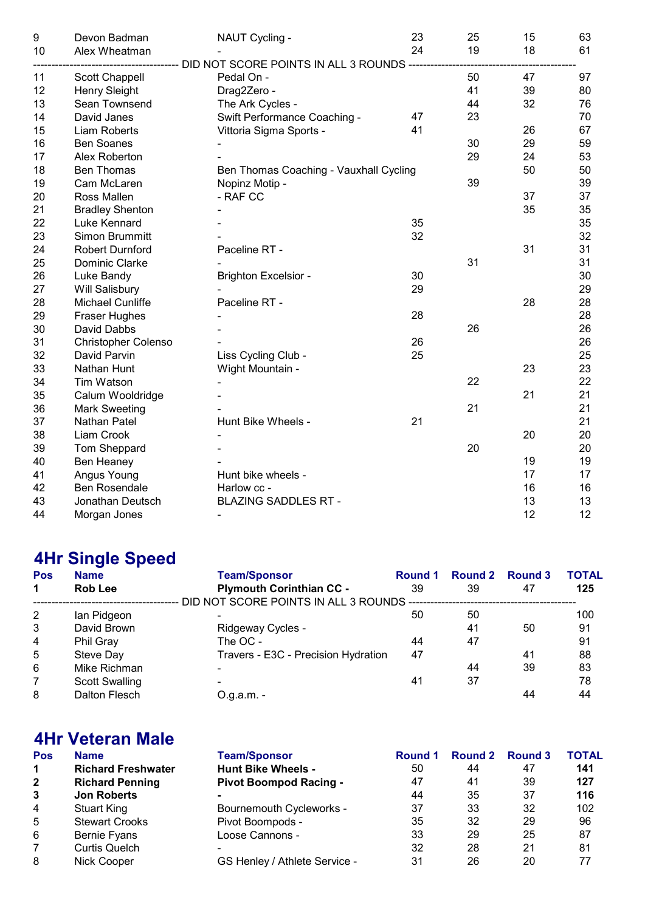| Pos | Name | Team/Sponsor | Round 1 | Round 2 | Round 3 | TOTAL |
|---|---|---|---|---|---|---|
| 9 | Devon Badman | NAUT Cycling - | 23 | 25 | 15 | 63 |
| 10 | Alex Wheatman | - | 24 | 19 | 18 | 61 |
| ---------- DID NOT SCORE POINTS IN ALL 3 ROUNDS ---------- | | | | | | |
| 11 | Scott Chappell | Pedal On - | | 50 | 47 | 97 |
| 12 | Henry Sleight | Drag2Zero - | | 41 | 39 | 80 |
| 13 | Sean Townsend | The Ark Cycles - | | 44 | 32 | 76 |
| 14 | David Janes | Swift Performance Coaching - | 47 | 23 | | 70 |
| 15 | Liam Roberts | Vittoria Sigma Sports - | 41 | | 26 | 67 |
| 16 | Ben Soanes | - | | 30 | 29 | 59 |
| 17 | Alex Roberton | - | | 29 | 24 | 53 |
| 18 | Ben Thomas | Ben Thomas Coaching - Vauxhall Cycling | | | 50 | 50 |
| 19 | Cam McLaren | Nopinz Motip - | | 39 | | 39 |
| 20 | Ross Mallen | - RAF CC | | | 37 | 37 |
| 21 | Bradley Shenton | - | | | 35 | 35 |
| 22 | Luke Kennard | - | 35 | | | 35 |
| 23 | Simon Brummitt | - | 32 | | | 32 |
| 24 | Robert Durnford | Paceline RT - | | | 31 | 31 |
| 25 | Dominic Clarke | - | | 31 | | 31 |
| 26 | Luke Bandy | Brighton Excelsior - | 30 | | | 30 |
| 27 | Will Salisbury | - | 29 | | | 29 |
| 28 | Michael Cunliffe | Paceline RT - | | | 28 | 28 |
| 29 | Fraser Hughes | - | 28 | | | 28 |
| 30 | David Dabbs | - | | 26 | | 26 |
| 31 | Christopher Colenso | - | 26 | | | 26 |
| 32 | David Parvin | Liss Cycling Club - | 25 | | | 25 |
| 33 | Nathan Hunt | Wight Mountain - | | | 23 | 23 |
| 34 | Tim Watson | - | | 22 | | 22 |
| 35 | Calum Wooldridge | - | | | 21 | 21 |
| 36 | Mark Sweeting | - | | 21 | | 21 |
| 37 | Nathan Patel | Hunt Bike Wheels - | 21 | | | 21 |
| 38 | Liam Crook | - | | | 20 | 20 |
| 39 | Tom Sheppard | - | | 20 | | 20 |
| 40 | Ben Heaney | - | | | 19 | 19 |
| 41 | Angus Young | Hunt bike wheels - | | | 17 | 17 |
| 42 | Ben Rosendale | Harlow cc - | | | 16 | 16 |
| 43 | Jonathan Deutsch | BLAZING SADDLES RT - | | | 13 | 13 |
| 44 | Morgan Jones | - | | | 12 | 12 |

## 4Hr Single Speed

| Pos | Name | Team/Sponsor | Round 1 | Round 2 | Round 3 | TOTAL |
|---|---|---|---|---|---|---|
| **1** | **Rob Lee** | **Plymouth Corinthian CC -** | 39 | 39 | 47 | **125** |
| ---------- DID NOT SCORE POINTS IN ALL 3 ROUNDS ---------- | | | | | | |
| 2 | Ian Pidgeon | - | 50 | 50 | | 100 |
| 3 | David Brown | Ridgeway Cycles - | | 41 | 50 | 91 |
| 4 | Phil Gray | The OC - | 44 | 47 | | 91 |
| 5 | Steve Day | Travers - E3C - Precision Hydration | 47 | | 41 | 88 |
| 6 | Mike Richman | - | | 44 | 39 | 83 |
| 7 | Scott Swalling | - | 41 | 37 | | 78 |
| 8 | Dalton Flesch | O.g.a.m. - | | | 44 | 44 |

## 4Hr Veteran Male

| Pos | Name | Team/Sponsor | Round 1 | Round 2 | Round 3 | TOTAL |
|---|---|---|---|---|---|---|
| **1** | **Richard Freshwater** | **Hunt Bike Wheels -** | 50 | 44 | 47 | **141** |
| **2** | **Richard Penning** | **Pivot Boompod Racing -** | 47 | 41 | 39 | **127** |
| **3** | **Jon Roberts** | **-** | 44 | 35 | 37 | **116** |
| 4 | Stuart King | Bournemouth Cycleworks - | 37 | 33 | 32 | 102 |
| 5 | Stewart Crooks | Pivot Boompods - | 35 | 32 | 29 | 96 |
| 6 | Bernie Fyans | Loose Cannons - | 33 | 29 | 25 | 87 |
| 7 | Curtis Quelch | - | 32 | 28 | 21 | 81 |
| 8 | Nick Cooper | GS Henley / Athlete Service - | 31 | 26 | 20 | 77 |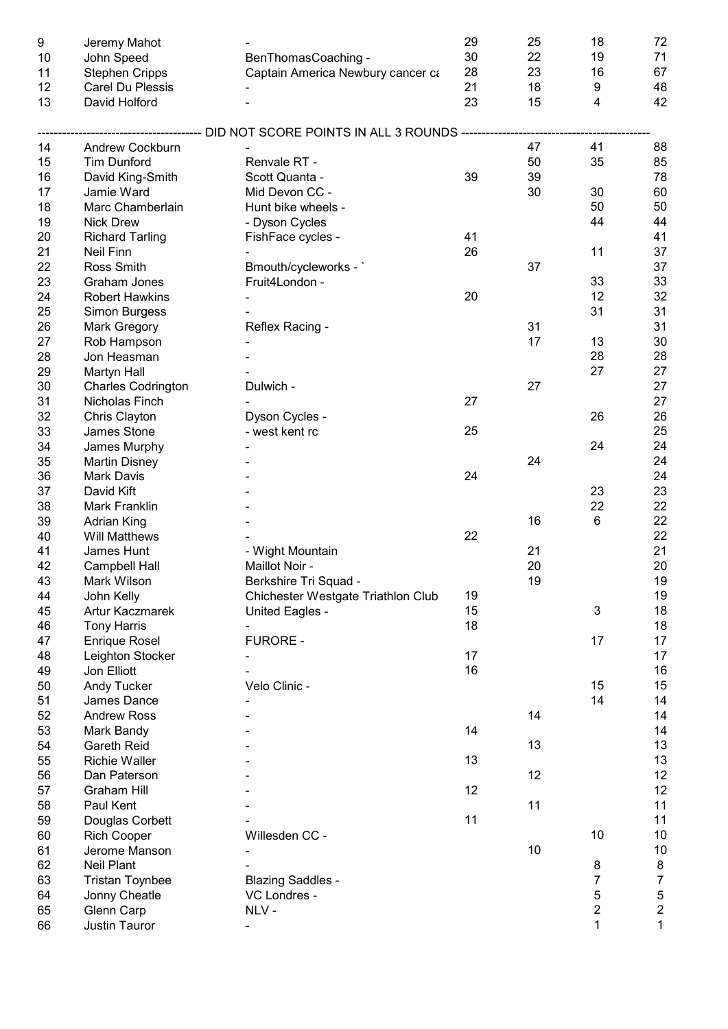| | | | | | | |
|---|---|---|---|---|---|---|
| 9 | Jeremy Mahot | - | 29 | 25 | 18 | 72 |
| 10 | John Speed | BenThomasCoaching - | 30 | 22 | 19 | 71 |
| 11 | Stephen Cripps | Captain America Newbury cancer ca | 28 | 23 | 16 | 67 |
| 12 | Carel Du Plessis | - | 21 | 18 | 9 | 48 |
| 13 | David Holford | - | 23 | 15 | 4 | 42 |
| | ---------------------------------------- | DID NOT SCORE POINTS IN ALL 3 ROUNDS ---------------------------------------------- | | | | |
| 14 | Andrew Cockburn | - | | 47 | 41 | 88 |
| 15 | Tim Dunford | Renvale RT - | | 50 | 35 | 85 |
| 16 | David King-Smith | Scott Quanta - | 39 | 39 | | 78 |
| 17 | Jamie Ward | Mid Devon CC - | | 30 | 30 | 60 |
| 18 | Marc Chamberlain | Hunt bike wheels - | | | 50 | 50 |
| 19 | Nick Drew | - Dyson Cycles | | | 44 | 44 |
| 20 | Richard Tarling | FishFace cycles - | 41 | | | 41 |
| 21 | Neil Finn | - | 26 | | 11 | 37 |
| 22 | Ross Smith | Bmouth/cycleworks - ` | | 37 | | 37 |
| 23 | Graham Jones | Fruit4London - | | | 33 | 33 |
| 24 | Robert Hawkins | - | 20 | | 12 | 32 |
| 25 | Simon Burgess | - | | | 31 | 31 |
| 26 | Mark Gregory | Reflex Racing - | | 31 | | 31 |
| 27 | Rob Hampson | - | | 17 | 13 | 30 |
| 28 | Jon Heasman | - | | | 28 | 28 |
| 29 | Martyn Hall | - | | | 27 | 27 |
| 30 | Charles Codrington | Dulwich - | | 27 | | 27 |
| 31 | Nicholas Finch | - | 27 | | | 27 |
| 32 | Chris Clayton | Dyson Cycles - | | | 26 | 26 |
| 33 | James Stone | - west kent rc | 25 | | | 25 |
| 34 | James Murphy | - | | | 24 | 24 |
| 35 | Martin Disney | - | | 24 | | 24 |
| 36 | Mark Davis | - | 24 | | | 24 |
| 37 | David Kift | - | | | 23 | 23 |
| 38 | Mark Franklin | - | | | 22 | 22 |
| 39 | Adrian King | - | | 16 | 6 | 22 |
| 40 | Will Matthews | - | 22 | | | 22 |
| 41 | James Hunt | - Wight Mountain | | 21 | | 21 |
| 42 | Campbell Hall | Maillot Noir - | | 20 | | 20 |
| 43 | Mark Wilson | Berkshire Tri Squad - | | 19 | | 19 |
| 44 | John Kelly | Chichester Westgate Triathlon Club | 19 | | | 19 |
| 45 | Artur Kaczmarek | United Eagles - | 15 | | 3 | 18 |
| 46 | Tony Harris | - | 18 | | | 18 |
| 47 | Enrique Rosel | FURORE - | | | 17 | 17 |
| 48 | Leighton Stocker | - | 17 | | | 17 |
| 49 | Jon Elliott | - | 16 | | | 16 |
| 50 | Andy Tucker | Velo Clinic - | | | 15 | 15 |
| 51 | James Dance | - | | | 14 | 14 |
| 52 | Andrew Ross | - | | 14 | | 14 |
| 53 | Mark Bandy | - | 14 | | | 14 |
| 54 | Gareth Reid | - | | 13 | | 13 |
| 55 | Richie Waller | - | 13 | | | 13 |
| 56 | Dan Paterson | - | | 12 | | 12 |
| 57 | Graham Hill | - | 12 | | | 12 |
| 58 | Paul Kent | - | | 11 | | 11 |
| 59 | Douglas Corbett | - | 11 | | | 11 |
| 60 | Rich Cooper | Willesden CC - | | | 10 | 10 |
| 61 | Jerome Manson | - | | 10 | | 10 |
| 62 | Neil Plant | - | | | 8 | 8 |
| 63 | Tristan Toynbee | Blazing Saddles - | | | 7 | 7 |
| 64 | Jonny Cheatle | VC Londres - | | | 5 | 5 |
| 65 | Glenn Carp | NLV - | | | 2 | 2 |
| 66 | Justin Tauror | - | | | 1 | 1 |